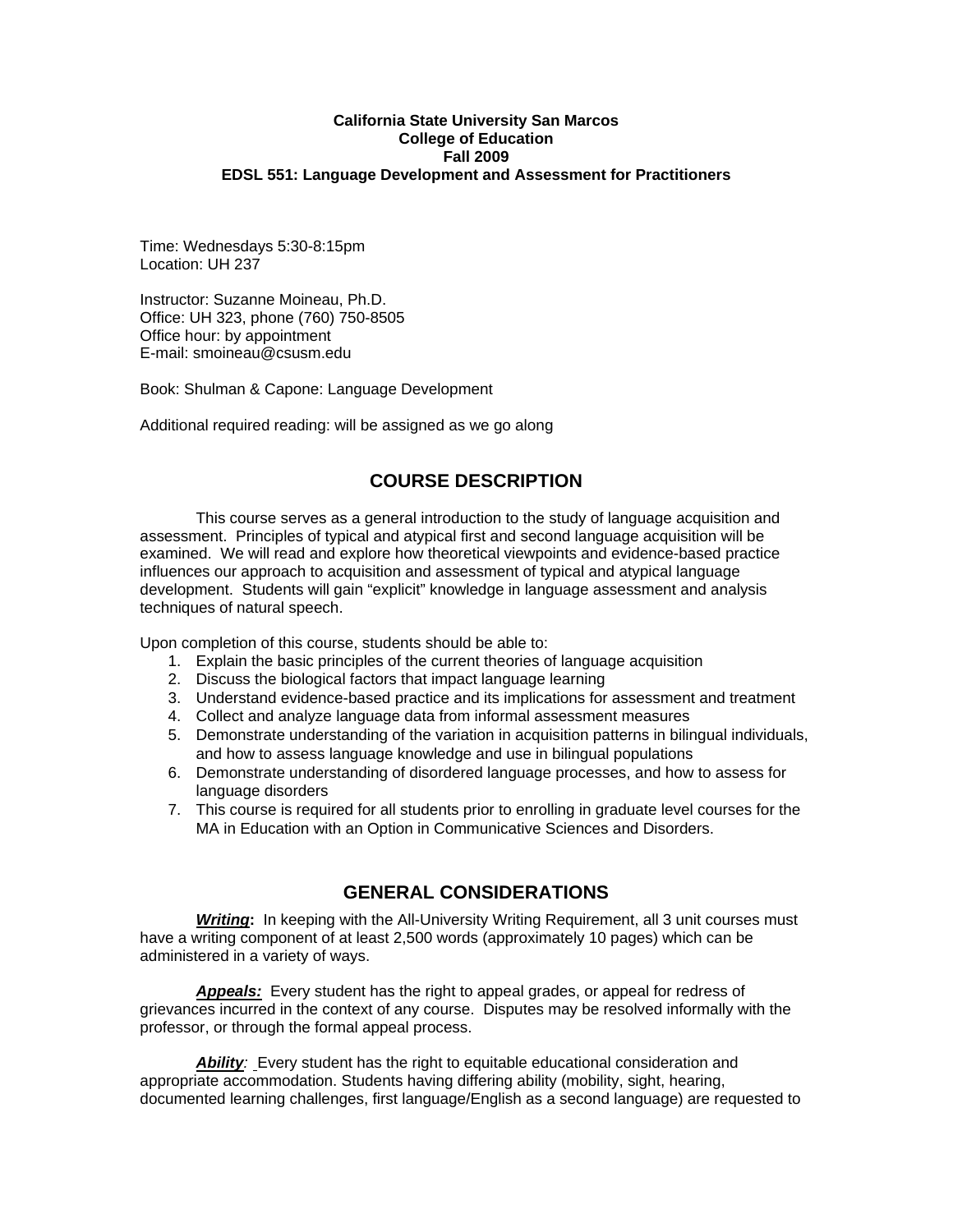**California State University San Marcos**
**College of Education**
**Fall 2009**
**EDSL 551: Language Development and Assessment for Practitioners**

Time: Wednesdays 5:30-8:15pm
Location: UH 237

Instructor: Suzanne Moineau, Ph.D.
Office: UH 323, phone (760) 750-8505
Office hour: by appointment
E-mail: smoineau@csusm.edu

Book: Shulman & Capone: Language Development

Additional required reading: will be assigned as we go along

## COURSE DESCRIPTION

This course serves as a general introduction to the study of language acquisition and assessment. Principles of typical and atypical first and second language acquisition will be examined. We will read and explore how theoretical viewpoints and evidence-based practice influences our approach to acquisition and assessment of typical and atypical language development. Students will gain "explicit" knowledge in language assessment and analysis techniques of natural speech.

Upon completion of this course, students should be able to:

1. Explain the basic principles of the current theories of language acquisition
2. Discuss the biological factors that impact language learning
3. Understand evidence-based practice and its implications for assessment and treatment
4. Collect and analyze language data from informal assessment measures
5. Demonstrate understanding of the variation in acquisition patterns in bilingual individuals, and how to assess language knowledge and use in bilingual populations
6. Demonstrate understanding of disordered language processes, and how to assess for language disorders
7. This course is required for all students prior to enrolling in graduate level courses for the MA in Education with an Option in Communicative Sciences and Disorders.

## GENERAL CONSIDERATIONS

***Writing*:** In keeping with the All-University Writing Requirement, all 3 unit courses must have a writing component of at least 2,500 words (approximately 10 pages) which can be administered in a variety of ways.

***Appeals:*** Every student has the right to appeal grades, or appeal for redress of grievances incurred in the context of any course. Disputes may be resolved informally with the professor, or through the formal appeal process.

***Ability:*** Every student has the right to equitable educational consideration and appropriate accommodation. Students having differing ability (mobility, sight, hearing, documented learning challenges, first language/English as a second language) are requested to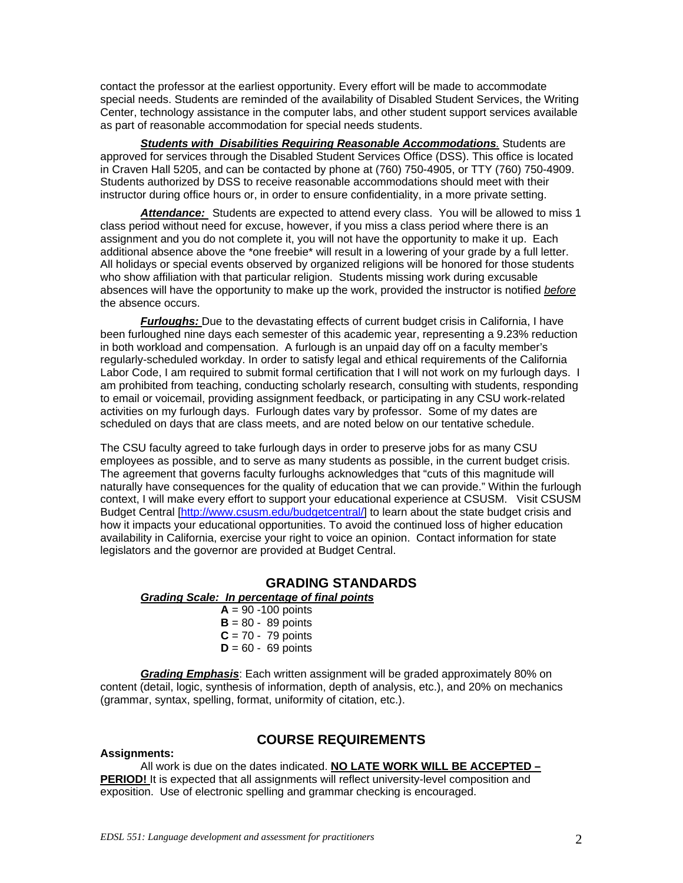contact the professor at the earliest opportunity. Every effort will be made to accommodate special needs. Students are reminded of the availability of Disabled Student Services, the Writing Center, technology assistance in the computer labs, and other student support services available as part of reasonable accommodation for special needs students.

***Students with Disabilities Requiring Reasonable Accommodations***. Students are approved for services through the Disabled Student Services Office (DSS). This office is located in Craven Hall 5205, and can be contacted by phone at (760) 750-4905, or TTY (760) 750-4909. Students authorized by DSS to receive reasonable accommodations should meet with their instructor during office hours or, in order to ensure confidentiality, in a more private setting.

***Attendance:*** Students are expected to attend every class. You will be allowed to miss 1 class period without need for excuse, however, if you miss a class period where there is an assignment and you do not complete it, you will not have the opportunity to make it up. Each additional absence above the *one freebie* will result in a lowering of your grade by a full letter. All holidays or special events observed by organized religions will be honored for those students who show affiliation with that particular religion. Students missing work during excusable absences will have the opportunity to make up the work, provided the instructor is notified *before* the absence occurs.

***Furloughs:*** Due to the devastating effects of current budget crisis in California, I have been furloughed nine days each semester of this academic year, representing a 9.23% reduction in both workload and compensation. A furlough is an unpaid day off on a faculty member's regularly-scheduled workday. In order to satisfy legal and ethical requirements of the California Labor Code, I am required to submit formal certification that I will not work on my furlough days. I am prohibited from teaching, conducting scholarly research, consulting with students, responding to email or voicemail, providing assignment feedback, or participating in any CSU work-related activities on my furlough days. Furlough dates vary by professor. Some of my dates are scheduled on days that are class meets, and are noted below on our tentative schedule.

The CSU faculty agreed to take furlough days in order to preserve jobs for as many CSU employees as possible, and to serve as many students as possible, in the current budget crisis. The agreement that governs faculty furloughs acknowledges that "cuts of this magnitude will naturally have consequences for the quality of education that we can provide." Within the furlough context, I will make every effort to support your educational experience at CSUSM. Visit CSUSM Budget Central [http://www.csusm.edu/budgetcentral/] to learn about the state budget crisis and how it impacts your educational opportunities. To avoid the continued loss of higher education availability in California, exercise your right to voice an opinion. Contact information for state legislators and the governor are provided at Budget Central.

## GRADING STANDARDS

***Grading Scale: In percentage of final points***

**A** = 90 -100 points
**B** = 80 - 89 points
**C** = 70 - 79 points
**D** = 60 - 69 points

***Grading Emphasis***: Each written assignment will be graded approximately 80% on content (detail, logic, synthesis of information, depth of analysis, etc.), and 20% on mechanics (grammar, syntax, spelling, format, uniformity of citation, etc.).

## COURSE REQUIREMENTS

**Assignments:**

All work is due on the dates indicated. **NO LATE WORK WILL BE ACCEPTED – PERIOD!** It is expected that all assignments will reflect university-level composition and exposition. Use of electronic spelling and grammar checking is encouraged.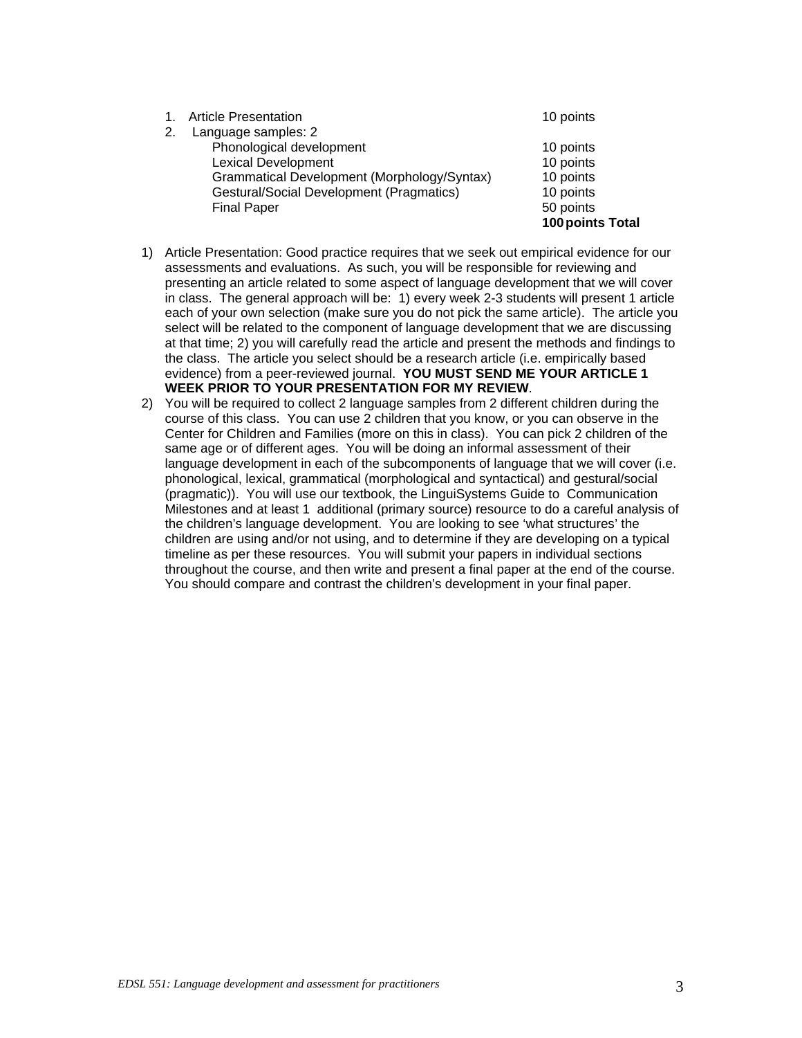1. Article Presentation 10 points
2. Language samples: 2
   - Phonological development 10 points
   - Lexical Development 10 points
   - Grammatical Development (Morphology/Syntax) 10 points
   - Gestural/Social Development (Pragmatics) 10 points
   - Final Paper 50 points

**100 points Total**

1) Article Presentation: Good practice requires that we seek out empirical evidence for our assessments and evaluations. As such, you will be responsible for reviewing and presenting an article related to some aspect of language development that we will cover in class. The general approach will be: 1) every week 2-3 students will present 1 article each of your own selection (make sure you do not pick the same article). The article you select will be related to the component of language development that we are discussing at that time; 2) you will carefully read the article and present the methods and findings to the class. The article you select should be a research article (i.e. empirically based evidence) from a peer-reviewed journal. **YOU MUST SEND ME YOUR ARTICLE 1 WEEK PRIOR TO YOUR PRESENTATION FOR MY REVIEW**.
2) You will be required to collect 2 language samples from 2 different children during the course of this class. You can use 2 children that you know, or you can observe in the Center for Children and Families (more on this in class). You can pick 2 children of the same age or of different ages. You will be doing an informal assessment of their language development in each of the subcomponents of language that we will cover (i.e. phonological, lexical, grammatical (morphological and syntactical) and gestural/social (pragmatic)). You will use our textbook, the LinguiSystems Guide to Communication Milestones and at least 1 additional (primary source) resource to do a careful analysis of the children's language development. You are looking to see 'what structures' the children are using and/or not using, and to determine if they are developing on a typical timeline as per these resources. You will submit your papers in individual sections throughout the course, and then write and present a final paper at the end of the course. You should compare and contrast the children's development in your final paper.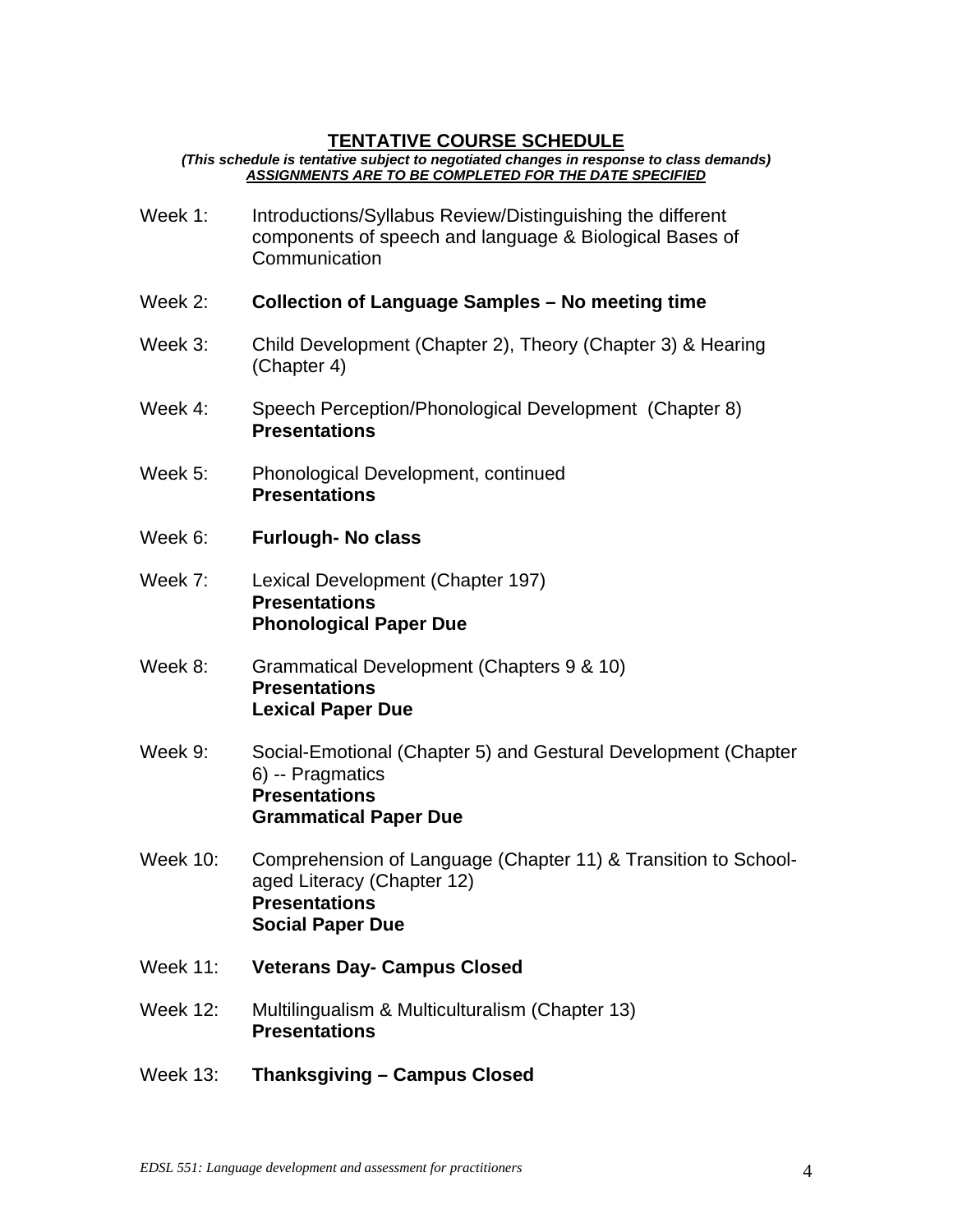## TENTATIVE COURSE SCHEDULE

***(This schedule is tentative subject to negotiated changes in response to class demands)***

***ASSIGNMENTS ARE TO BE COMPLETED FOR THE DATE SPECIFIED***

Week 1: Introductions/Syllabus Review/Distinguishing the different components of speech and language & Biological Bases of Communication

Week 2: **Collection of Language Samples – No meeting time**

Week 3: Child Development (Chapter 2), Theory (Chapter 3) & Hearing (Chapter 4)

Week 4: Speech Perception/Phonological Development (Chapter 8)
**Presentations**

Week 5: Phonological Development, continued
**Presentations**

Week 6: **Furlough- No class**

Week 7: Lexical Development (Chapter 197)
**Presentations**
**Phonological Paper Due**

Week 8: Grammatical Development (Chapters 9 & 10)
**Presentations**
**Lexical Paper Due**

Week 9: Social-Emotional (Chapter 5) and Gestural Development (Chapter 6) -- Pragmatics
**Presentations**
**Grammatical Paper Due**

Week 10: Comprehension of Language (Chapter 11) & Transition to School-aged Literacy (Chapter 12)
**Presentations**
**Social Paper Due**

Week 11: **Veterans Day- Campus Closed**

Week 12: Multilingualism & Multiculturalism (Chapter 13)
**Presentations**

Week 13: **Thanksgiving – Campus Closed**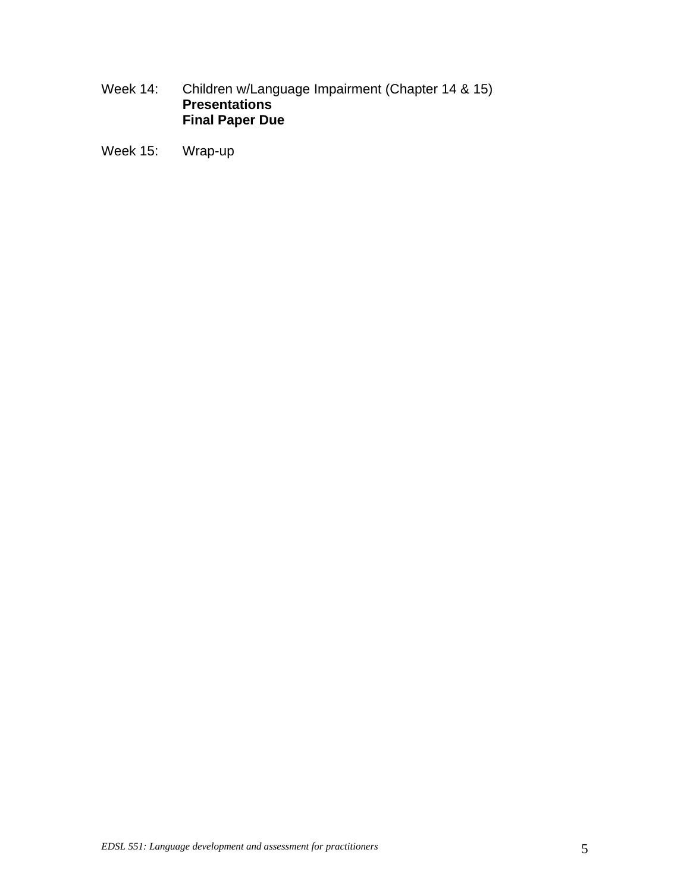Week 14: Children w/Language Impairment (Chapter 14 & 15)
**Presentations**
**Final Paper Due**

Week 15: Wrap-up